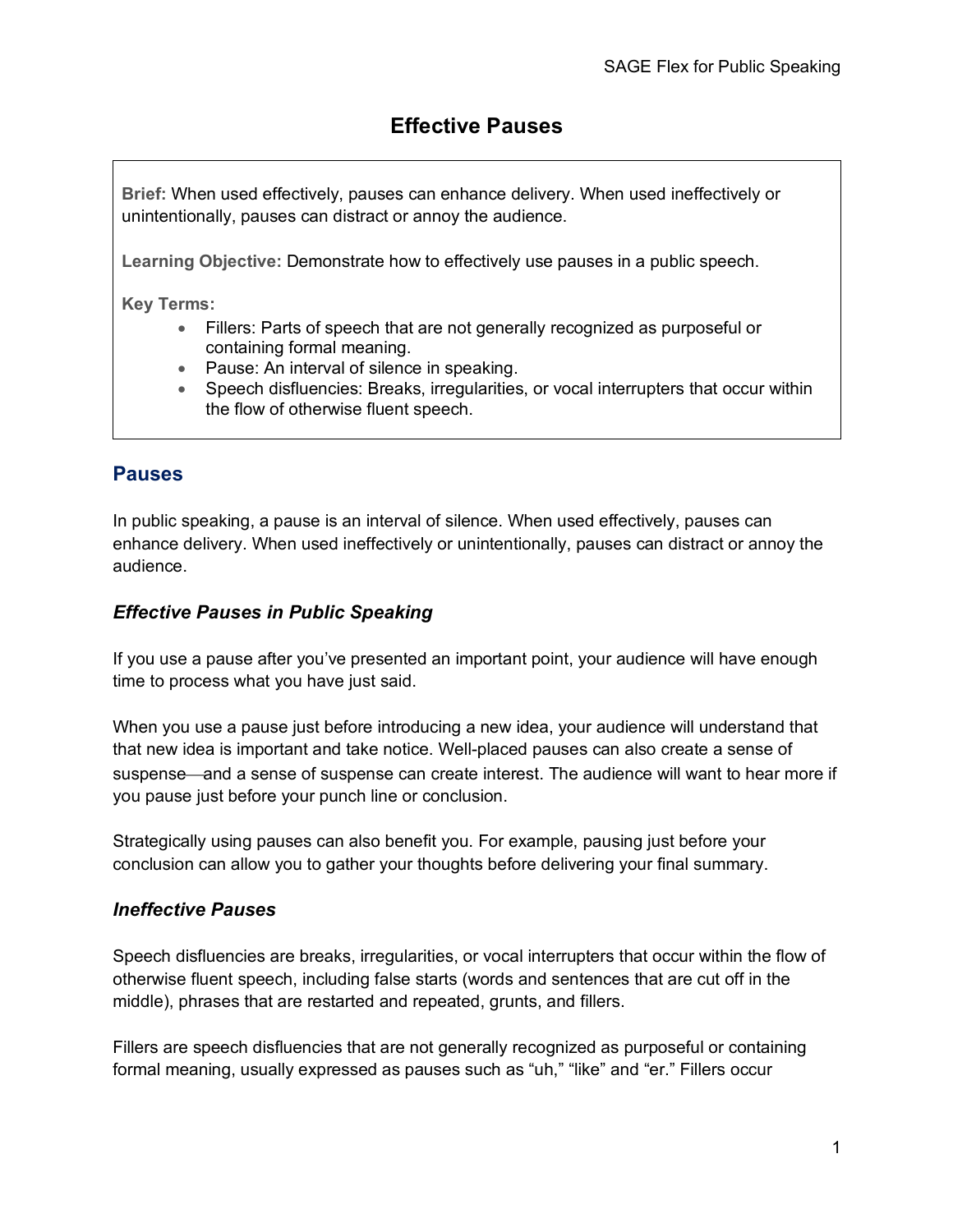# Effective Pauses

**Brief:** When used effectively, pauses can enhance delivery. When used ineffectively or unintentionally, pauses can distract or annoy the audience.

**Learning Objective:** Demonstrate how to effectively use pauses in a public speech.

**Key Terms:**

- Fillers: Parts of speech that are not generally recognized as purposeful or containing formal meaning.
- Pause: An interval of silence in speaking.
- Speech disfluencies: Breaks, irregularities, or vocal interrupters that occur within the flow of otherwise fluent speech.

## Pauses

In public speaking, a pause is an interval of silence. When used effectively, pauses can enhance delivery. When used ineffectively or unintentionally, pauses can distract or annoy the audience.

### *Effective Pauses in Public Speaking*

If you use a pause after you've presented an important point, your audience will have enough time to process what you have just said.

When you use a pause just before introducing a new idea, your audience will understand that that new idea is important and take notice. Well-placed pauses can also create a sense of suspense—and a sense of suspense can create interest. The audience will want to hear more if you pause just before your punch line or conclusion.

Strategically using pauses can also benefit you. For example, pausing just before your conclusion can allow you to gather your thoughts before delivering your final summary.

### *Ineffective Pauses*

Speech disfluencies are breaks, irregularities, or vocal interrupters that occur within the flow of otherwise fluent speech, including false starts (words and sentences that are cut off in the middle), phrases that are restarted and repeated, grunts, and fillers.

Fillers are speech disfluencies that are not generally recognized as purposeful or containing formal meaning, usually expressed as pauses such as "uh," "like" and "er." Fillers occur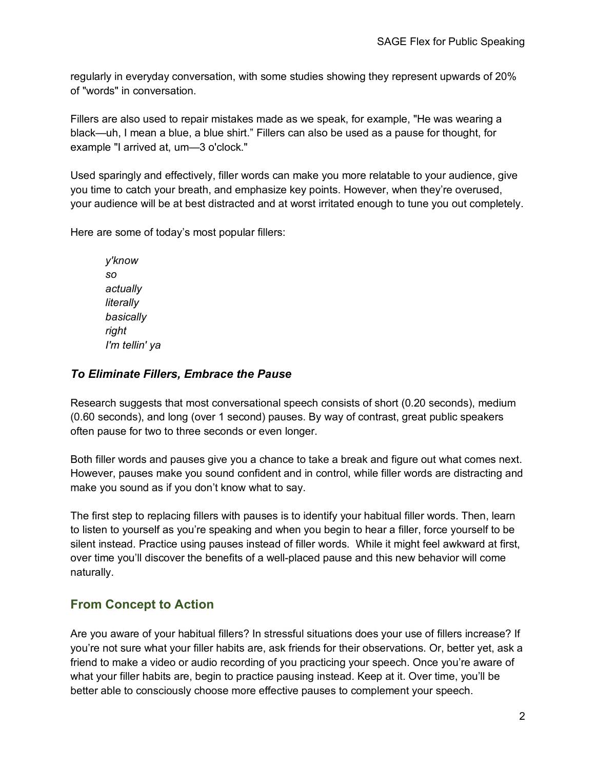regularly in everyday conversation, with some studies showing they represent upwards of 20% of "words" in conversation.

Fillers are also used to repair mistakes made as we speak, for example, "He was wearing a black—uh, I mean a blue, a blue shirt." Fillers can also be used as a pause for thought, for example "I arrived at, um—3 o'clock."

Used sparingly and effectively, filler words can make you more relatable to your audience, give you time to catch your breath, and emphasize key points. However, when they're overused, your audience will be at best distracted and at worst irritated enough to tune you out completely.

Here are some of today's most popular fillers:

*y'know*
*so*
*actually*
*literally*
*basically*
*right*
*I'm tellin' ya*

### *To Eliminate Fillers, Embrace the Pause*

Research suggests that most conversational speech consists of short (0.20 seconds), medium (0.60 seconds), and long (over 1 second) pauses. By way of contrast, great public speakers often pause for two to three seconds or even longer.

Both filler words and pauses give you a chance to take a break and figure out what comes next. However, pauses make you sound confident and in control, while filler words are distracting and make you sound as if you don't know what to say.

The first step to replacing fillers with pauses is to identify your habitual filler words. Then, learn to listen to yourself as you're speaking and when you begin to hear a filler, force yourself to be silent instead. Practice using pauses instead of filler words. While it might feel awkward at first, over time you'll discover the benefits of a well-placed pause and this new behavior will come naturally.

## From Concept to Action

Are you aware of your habitual fillers? In stressful situations does your use of fillers increase? If you're not sure what your filler habits are, ask friends for their observations. Or, better yet, ask a friend to make a video or audio recording of you practicing your speech. Once you're aware of what your filler habits are, begin to practice pausing instead. Keep at it. Over time, you'll be better able to consciously choose more effective pauses to complement your speech.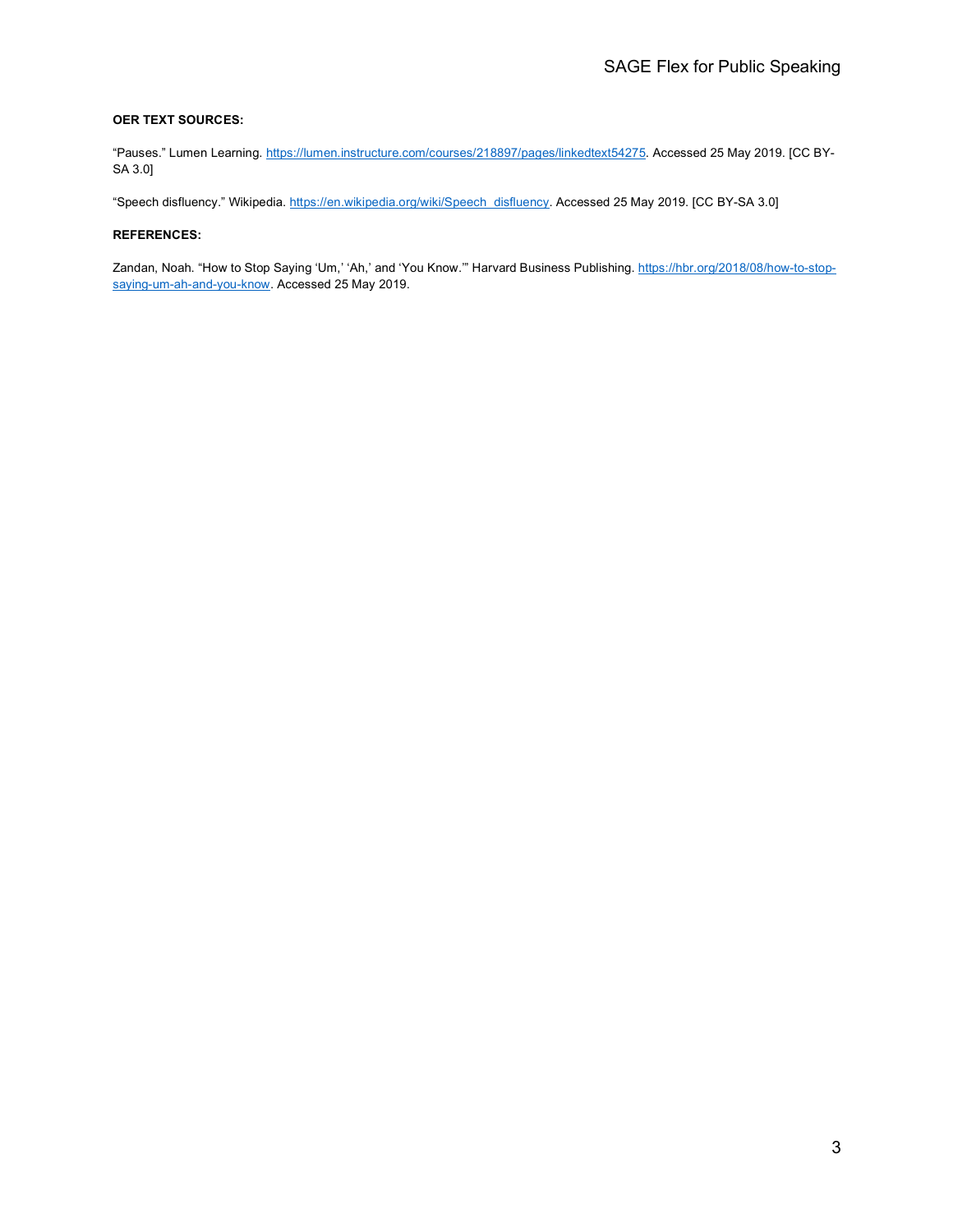**OER TEXT SOURCES:**

"Pauses." Lumen Learning. https://lumen.instructure.com/courses/218897/pages/linkedtext54275. Accessed 25 May 2019. [CC BY-SA 3.0]

"Speech disfluency." Wikipedia. https://en.wikipedia.org/wiki/Speech_disfluency. Accessed 25 May 2019. [CC BY-SA 3.0]

**REFERENCES:**

Zandan, Noah. "How to Stop Saying 'Um,' 'Ah,' and 'You Know.'" Harvard Business Publishing. https://hbr.org/2018/08/how-to-stop-saying-um-ah-and-you-know. Accessed 25 May 2019.